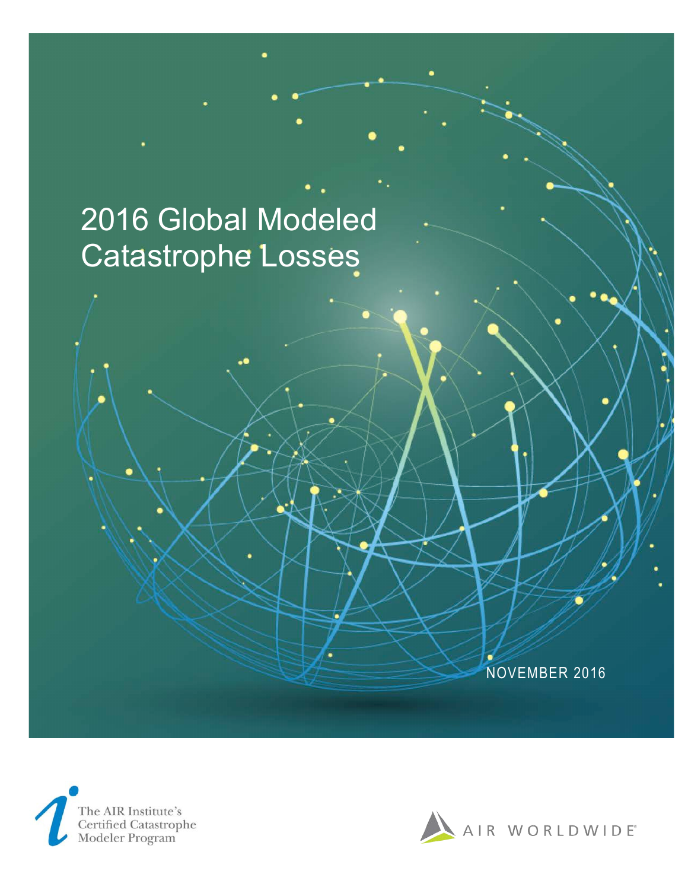# 2016 Global Modeled Catastrophe Losses

NOVEMBER 2016

The AIR Institute's Certified Catastrophe Modeler Program

AIR WORLDWIDE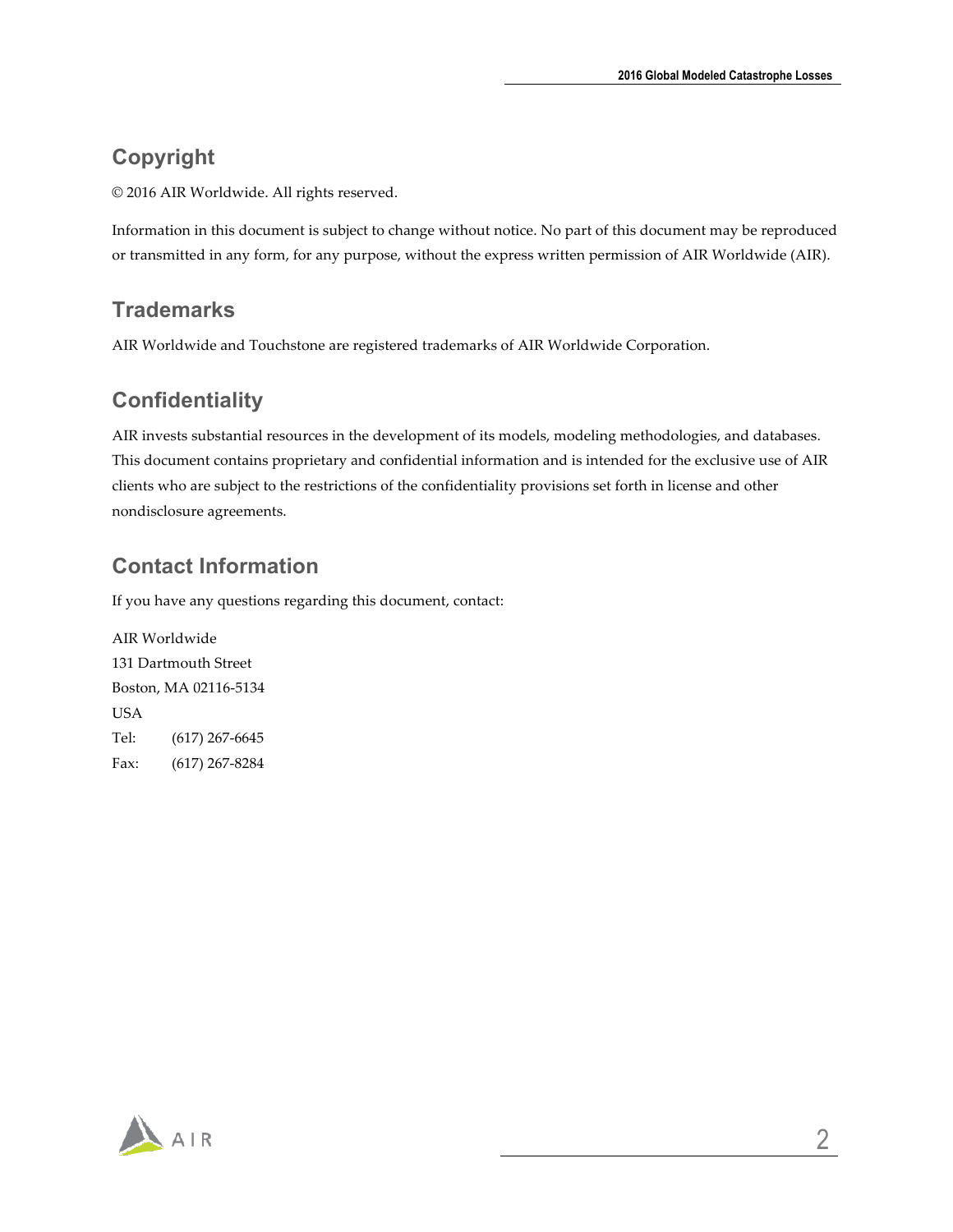## Copyright

© 2016 AIR Worldwide. All rights reserved.

Information in this document is subject to change without notice. No part of this document may be reproduced or transmitted in any form, for any purpose, without the express written permission of AIR Worldwide (AIR).

## Trademarks

AIR Worldwide and Touchstone are registered trademarks of AIR Worldwide Corporation.

## Confidentiality

AIR invests substantial resources in the development of its models, modeling methodologies, and databases. This document contains proprietary and confidential information and is intended for the exclusive use of AIR clients who are subject to the restrictions of the confidentiality provisions set forth in license and other nondisclosure agreements.

## Contact Information

If you have any questions regarding this document, contact:

AIR Worldwide
131 Dartmouth Street
Boston, MA 02116-5134
USA
Tel: (617) 267-6645
Fax: (617) 267-8284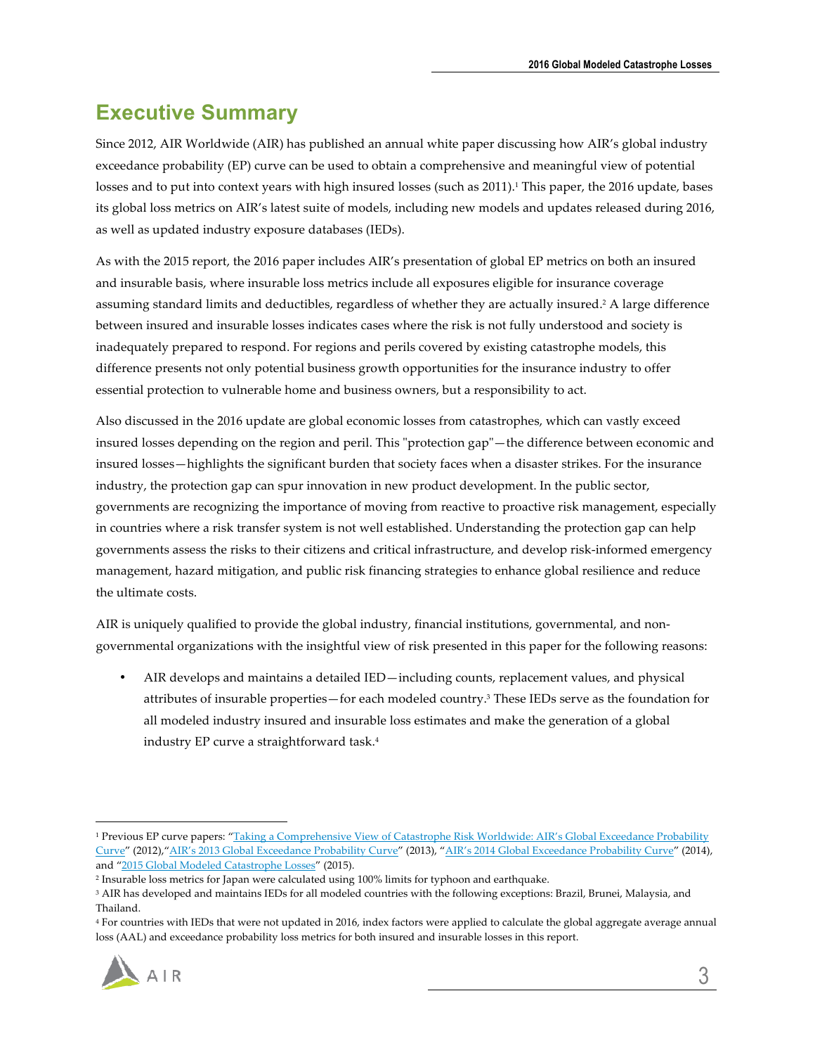# Executive Summary

Since 2012, AIR Worldwide (AIR) has published an annual white paper discussing how AIR's global industry exceedance probability (EP) curve can be used to obtain a comprehensive and meaningful view of potential losses and to put into context years with high insured losses (such as 2011).[1] This paper, the 2016 update, bases its global loss metrics on AIR's latest suite of models, including new models and updates released during 2016, as well as updated industry exposure databases (IEDs).

As with the 2015 report, the 2016 paper includes AIR's presentation of global EP metrics on both an insured and insurable basis, where insurable loss metrics include all exposures eligible for insurance coverage assuming standard limits and deductibles, regardless of whether they are actually insured.[2] A large difference between insured and insurable losses indicates cases where the risk is not fully understood and society is inadequately prepared to respond. For regions and perils covered by existing catastrophe models, this difference presents not only potential business growth opportunities for the insurance industry to offer essential protection to vulnerable home and business owners, but a responsibility to act.

Also discussed in the 2016 update are global economic losses from catastrophes, which can vastly exceed insured losses depending on the region and peril. This "protection gap"—the difference between economic and insured losses—highlights the significant burden that society faces when a disaster strikes. For the insurance industry, the protection gap can spur innovation in new product development. In the public sector, governments are recognizing the importance of moving from reactive to proactive risk management, especially in countries where a risk transfer system is not well established. Understanding the protection gap can help governments assess the risks to their citizens and critical infrastructure, and develop risk-informed emergency management, hazard mitigation, and public risk financing strategies to enhance global resilience and reduce the ultimate costs.

AIR is uniquely qualified to provide the global industry, financial institutions, governmental, and non-governmental organizations with the insightful view of risk presented in this paper for the following reasons:

- AIR develops and maintains a detailed IED—including counts, replacement values, and physical attributes of insurable properties—for each modeled country.[3] These IEDs serve as the foundation for all modeled industry insured and insurable loss estimates and make the generation of a global industry EP curve a straightforward task.[4]

---

[1] Previous EP curve papers: "Taking a Comprehensive View of Catastrophe Risk Worldwide: AIR's Global Exceedance Probability Curve" (2012), "AIR's 2013 Global Exceedance Probability Curve" (2013), "AIR's 2014 Global Exceedance Probability Curve" (2014), and "2015 Global Modeled Catastrophe Losses" (2015).

[2] Insurable loss metrics for Japan were calculated using 100% limits for typhoon and earthquake.

[3] AIR has developed and maintains IEDs for all modeled countries with the following exceptions: Brazil, Brunei, Malaysia, and Thailand.

[4] For countries with IEDs that were not updated in 2016, index factors were applied to calculate the global aggregate average annual loss (AAL) and exceedance probability loss metrics for both insured and insurable losses in this report.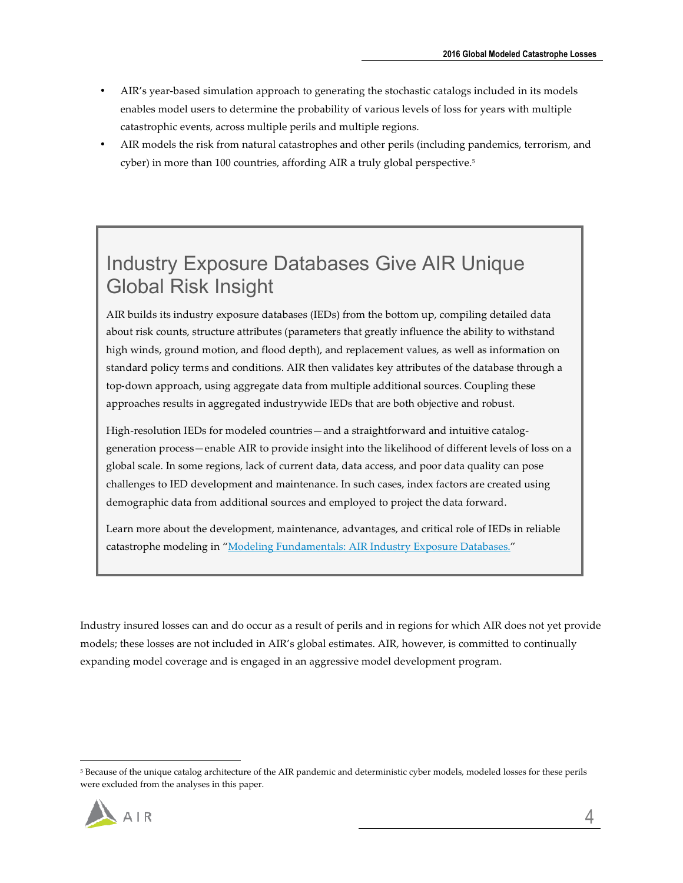- AIR's year-based simulation approach to generating the stochastic catalogs included in its models enables model users to determine the probability of various levels of loss for years with multiple catastrophic events, across multiple perils and multiple regions.
- AIR models the risk from natural catastrophes and other perils (including pandemics, terrorism, and cyber) in more than 100 countries, affording AIR a truly global perspective.[5]

## Industry Exposure Databases Give AIR Unique Global Risk Insight

AIR builds its industry exposure databases (IEDs) from the bottom up, compiling detailed data about risk counts, structure attributes (parameters that greatly influence the ability to withstand high winds, ground motion, and flood depth), and replacement values, as well as information on standard policy terms and conditions. AIR then validates key attributes of the database through a top-down approach, using aggregate data from multiple additional sources. Coupling these approaches results in aggregated industrywide IEDs that are both objective and robust.

High-resolution IEDs for modeled countries—and a straightforward and intuitive catalog-generation process—enable AIR to provide insight into the likelihood of different levels of loss on a global scale. In some regions, lack of current data, data access, and poor data quality can pose challenges to IED development and maintenance. In such cases, index factors are created using demographic data from additional sources and employed to project the data forward.

Learn more about the development, maintenance, advantages, and critical role of IEDs in reliable catastrophe modeling in "Modeling Fundamentals: AIR Industry Exposure Databases."

Industry insured losses can and do occur as a result of perils and in regions for which AIR does not yet provide models; these losses are not included in AIR's global estimates. AIR, however, is committed to continually expanding model coverage and is engaged in an aggressive model development program.

[5] Because of the unique catalog architecture of the AIR pandemic and deterministic cyber models, modeled losses for these perils were excluded from the analyses in this paper.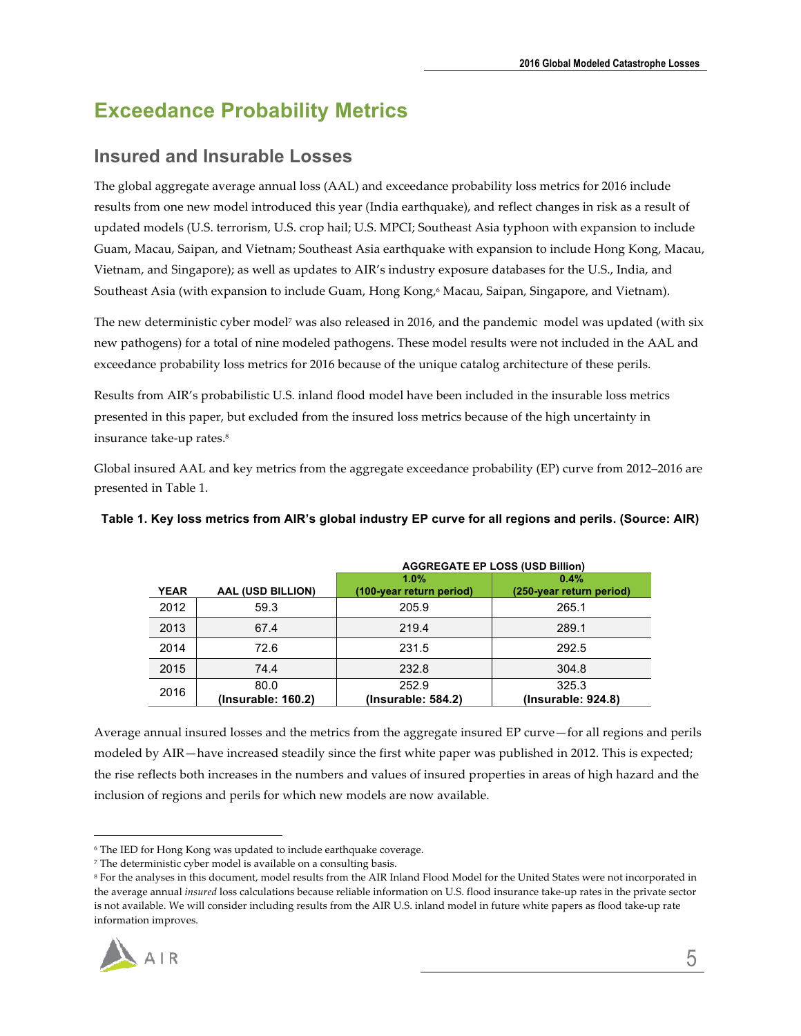# Exceedance Probability Metrics

## Insured and Insurable Losses

The global aggregate average annual loss (AAL) and exceedance probability loss metrics for 2016 include results from one new model introduced this year (India earthquake), and reflect changes in risk as a result of updated models (U.S. terrorism, U.S. crop hail; U.S. MPCI; Southeast Asia typhoon with expansion to include Guam, Macau, Saipan, and Vietnam; Southeast Asia earthquake with expansion to include Hong Kong, Macau, Vietnam, and Singapore); as well as updates to AIR's industry exposure databases for the U.S., India, and Southeast Asia (with expansion to include Guam, Hong Kong,[6] Macau, Saipan, Singapore, and Vietnam).

The new deterministic cyber model[7] was also released in 2016, and the pandemic model was updated (with six new pathogens) for a total of nine modeled pathogens. These model results were not included in the AAL and exceedance probability loss metrics for 2016 because of the unique catalog architecture of these perils.

Results from AIR's probabilistic U.S. inland flood model have been included in the insurable loss metrics presented in this paper, but excluded from the insured loss metrics because of the high uncertainty in insurance take-up rates.[8]

Global insured AAL and key metrics from the aggregate exceedance probability (EP) curve from 2012–2016 are presented in Table 1.

**Table 1. Key loss metrics from AIR's global industry EP curve for all regions and perils. (Source: AIR)**

| | | AGGREGATE EP LOSS (USD Billion) | |
|---|---|---|---|
| **YEAR** | **AAL (USD BILLION)** | **1.0% (100-year return period)** | **0.4% (250-year return period)** |
| 2012 | 59.3 | 205.9 | 265.1 |
| 2013 | 67.4 | 219.4 | 289.1 |
| 2014 | 72.6 | 231.5 | 292.5 |
| 2015 | 74.4 | 232.8 | 304.8 |
| 2016 | 80.0 **(Insurable: 160.2)** | 252.9 **(Insurable: 584.2)** | 325.3 **(Insurable: 924.8)** |

Average annual insured losses and the metrics from the aggregate insured EP curve—for all regions and perils modeled by AIR—have increased steadily since the first white paper was published in 2012. This is expected; the rise reflects both increases in the numbers and values of insured properties in areas of high hazard and the inclusion of regions and perils for which new models are now available.

[6] The IED for Hong Kong was updated to include earthquake coverage.

[7] The deterministic cyber model is available on a consulting basis.

[8] For the analyses in this document, model results from the AIR Inland Flood Model for the United States were not incorporated in the average annual *insured* loss calculations because reliable information on U.S. flood insurance take-up rates in the private sector is not available. We will consider including results from the AIR U.S. inland model in future white papers as flood take-up rate information improves.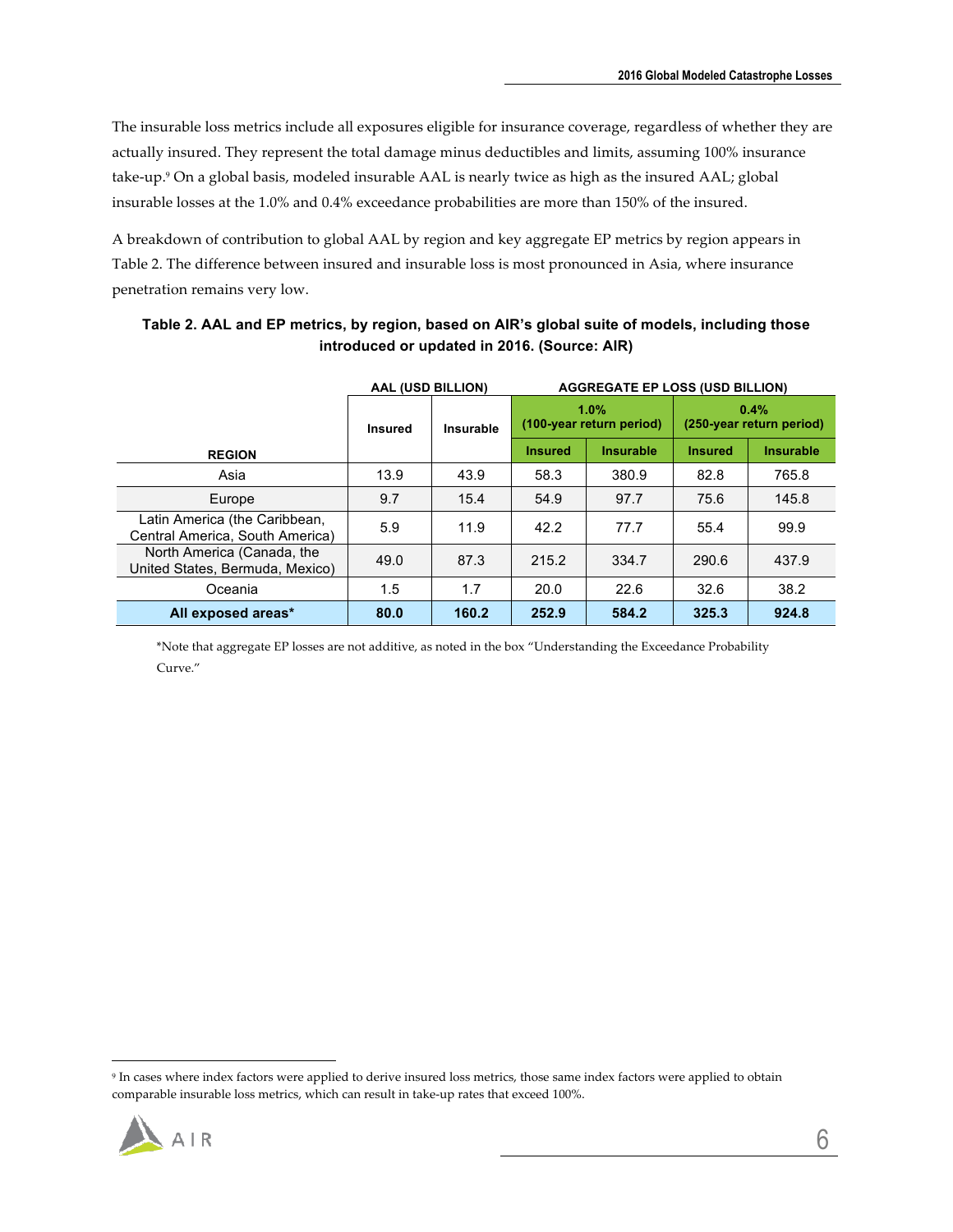The insurable loss metrics include all exposures eligible for insurance coverage, regardless of whether they are actually insured. They represent the total damage minus deductibles and limits, assuming 100% insurance take-up.[9] On a global basis, modeled insurable AAL is nearly twice as high as the insured AAL; global insurable losses at the 1.0% and 0.4% exceedance probabilities are more than 150% of the insured.

A breakdown of contribution to global AAL by region and key aggregate EP metrics by region appears in Table 2. The difference between insured and insurable loss is most pronounced in Asia, where insurance penetration remains very low.

**Table 2. AAL and EP metrics, by region, based on AIR's global suite of models, including those introduced or updated in 2016. (Source: AIR)**

| | AAL (USD BILLION) | | AGGREGATE EP LOSS (USD BILLION) | | | |
|---|---|---|---|---|---|---|
| | | | 1.0% (100-year return period) | | 0.4% (250-year return period) | |
| REGION | Insured | Insurable | Insured | Insurable | Insured | Insurable |
| Asia | 13.9 | 43.9 | 58.3 | 380.9 | 82.8 | 765.8 |
| Europe | 9.7 | 15.4 | 54.9 | 97.7 | 75.6 | 145.8 |
| Latin America (the Caribbean, Central America, South America) | 5.9 | 11.9 | 42.2 | 77.7 | 55.4 | 99.9 |
| North America (Canada, the United States, Bermuda, Mexico) | 49.0 | 87.3 | 215.2 | 334.7 | 290.6 | 437.9 |
| Oceania | 1.5 | 1.7 | 20.0 | 22.6 | 32.6 | 38.2 |
| **All exposed areas*** | **80.0** | **160.2** | **252.9** | **584.2** | **325.3** | **924.8** |

*Note that aggregate EP losses are not additive, as noted in the box "Understanding the Exceedance Probability Curve."

[9] In cases where index factors were applied to derive insured loss metrics, those same index factors were applied to obtain comparable insurable loss metrics, which can result in take-up rates that exceed 100%.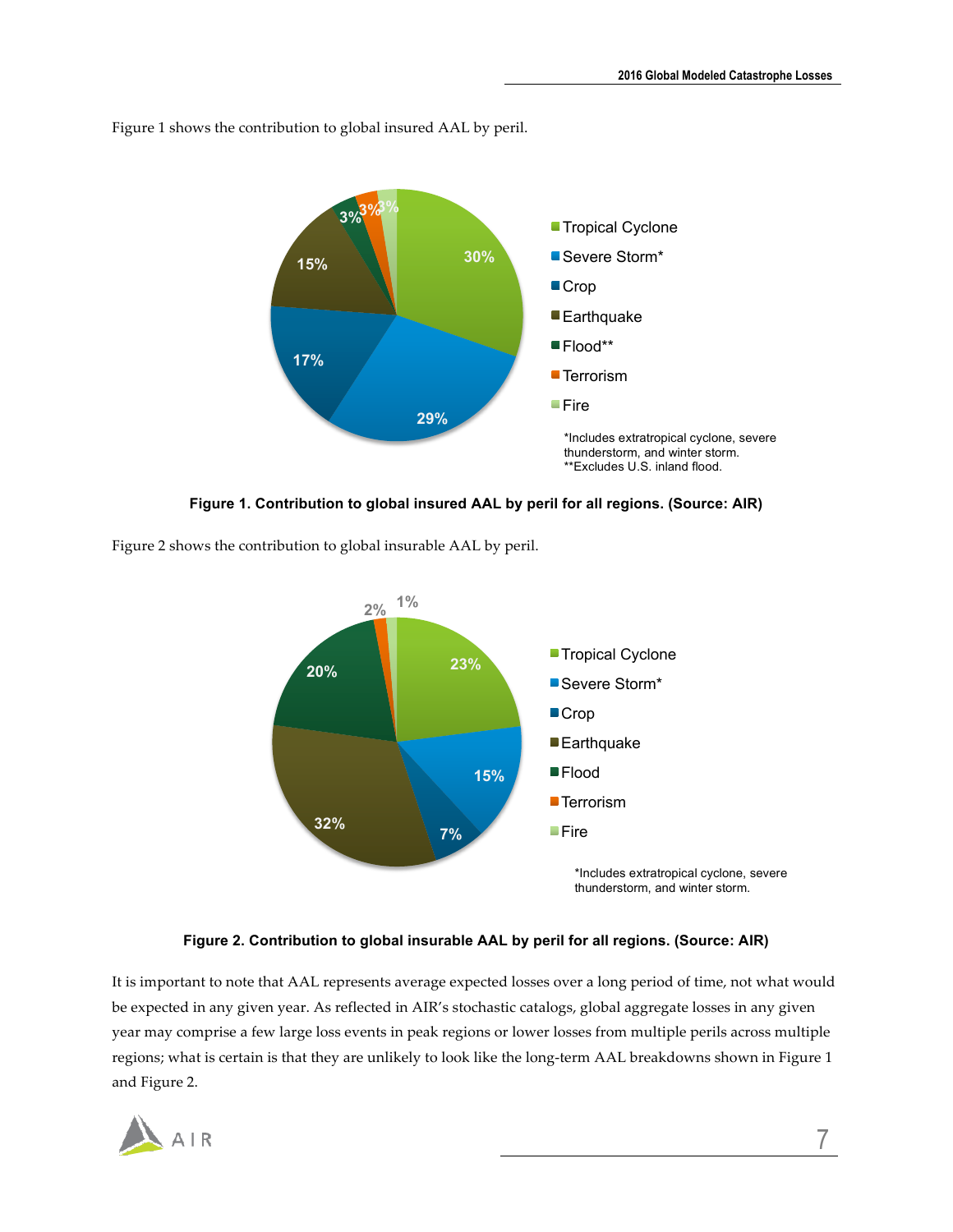Figure 1 shows the contribution to global insured AAL by peril.

30%
29%
17%
15%
3%
3%
3%

Tropical Cyclone
Severe Storm*
Crop
Earthquake
Flood**
Terrorism
Fire

*Includes extratropical cyclone, severe thunderstorm, and winter storm.
**Excludes U.S. inland flood.

**Figure 1. Contribution to global insured AAL by peril for all regions. (Source: AIR)**

Figure 2 shows the contribution to global insurable AAL by peril.

23%
15%
7%
32%
20%
2%
1%

Tropical Cyclone
Severe Storm*
Crop
Earthquake
Flood
Terrorism
Fire

*Includes extratropical cyclone, severe thunderstorm, and winter storm.

**Figure 2. Contribution to global insurable AAL by peril for all regions. (Source: AIR)**

It is important to note that AAL represents average expected losses over a long period of time, not what would be expected in any given year. As reflected in AIR's stochastic catalogs, global aggregate losses in any given year may comprise a few large loss events in peak regions or lower losses from multiple perils across multiple regions; what is certain is that they are unlikely to look like the long-term AAL breakdowns shown in Figure 1 and Figure 2.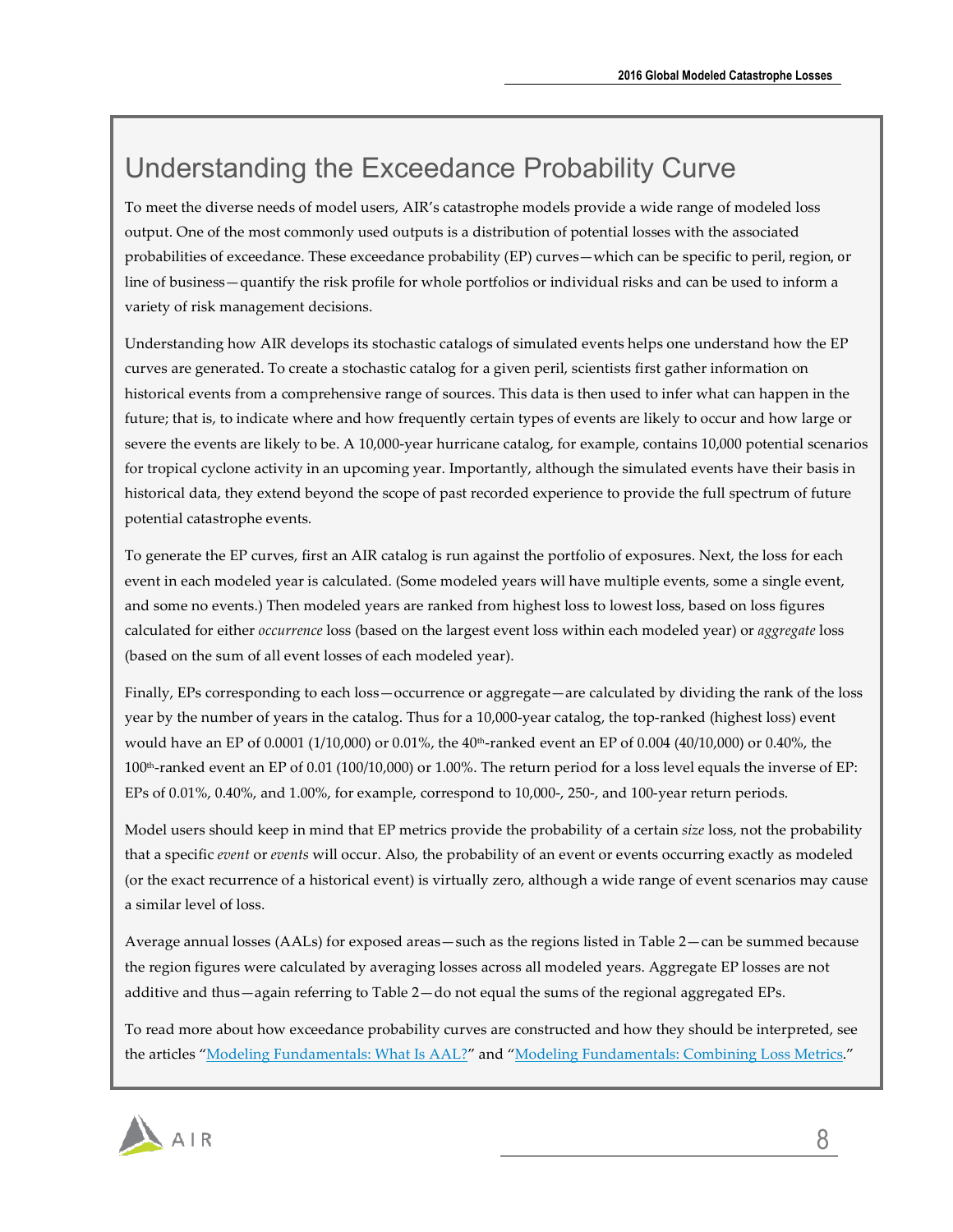## Understanding the Exceedance Probability Curve

To meet the diverse needs of model users, AIR's catastrophe models provide a wide range of modeled loss output. One of the most commonly used outputs is a distribution of potential losses with the associated probabilities of exceedance. These exceedance probability (EP) curves—which can be specific to peril, region, or line of business—quantify the risk profile for whole portfolios or individual risks and can be used to inform a variety of risk management decisions.

Understanding how AIR develops its stochastic catalogs of simulated events helps one understand how the EP curves are generated. To create a stochastic catalog for a given peril, scientists first gather information on historical events from a comprehensive range of sources. This data is then used to infer what can happen in the future; that is, to indicate where and how frequently certain types of events are likely to occur and how large or severe the events are likely to be. A 10,000-year hurricane catalog, for example, contains 10,000 potential scenarios for tropical cyclone activity in an upcoming year. Importantly, although the simulated events have their basis in historical data, they extend beyond the scope of past recorded experience to provide the full spectrum of future potential catastrophe events.

To generate the EP curves, first an AIR catalog is run against the portfolio of exposures. Next, the loss for each event in each modeled year is calculated. (Some modeled years will have multiple events, some a single event, and some no events.) Then modeled years are ranked from highest loss to lowest loss, based on loss figures calculated for either *occurrence* loss (based on the largest event loss within each modeled year) or *aggregate* loss (based on the sum of all event losses of each modeled year).

Finally, EPs corresponding to each loss—occurrence or aggregate—are calculated by dividing the rank of the loss year by the number of years in the catalog. Thus for a 10,000-year catalog, the top-ranked (highest loss) event would have an EP of 0.0001 (1/10,000) or 0.01%, the 40th-ranked event an EP of 0.004 (40/10,000) or 0.40%, the 100th-ranked event an EP of 0.01 (100/10,000) or 1.00%. The return period for a loss level equals the inverse of EP: EPs of 0.01%, 0.40%, and 1.00%, for example, correspond to 10,000-, 250-, and 100-year return periods.

Model users should keep in mind that EP metrics provide the probability of a certain *size* loss, not the probability that a specific *event* or *events* will occur. Also, the probability of an event or events occurring exactly as modeled (or the exact recurrence of a historical event) is virtually zero, although a wide range of event scenarios may cause a similar level of loss.

Average annual losses (AALs) for exposed areas—such as the regions listed in Table 2—can be summed because the region figures were calculated by averaging losses across all modeled years. Aggregate EP losses are not additive and thus—again referring to Table 2—do not equal the sums of the regional aggregated EPs.

To read more about how exceedance probability curves are constructed and how they should be interpreted, see the articles "Modeling Fundamentals: What Is AAL?" and "Modeling Fundamentals: Combining Loss Metrics."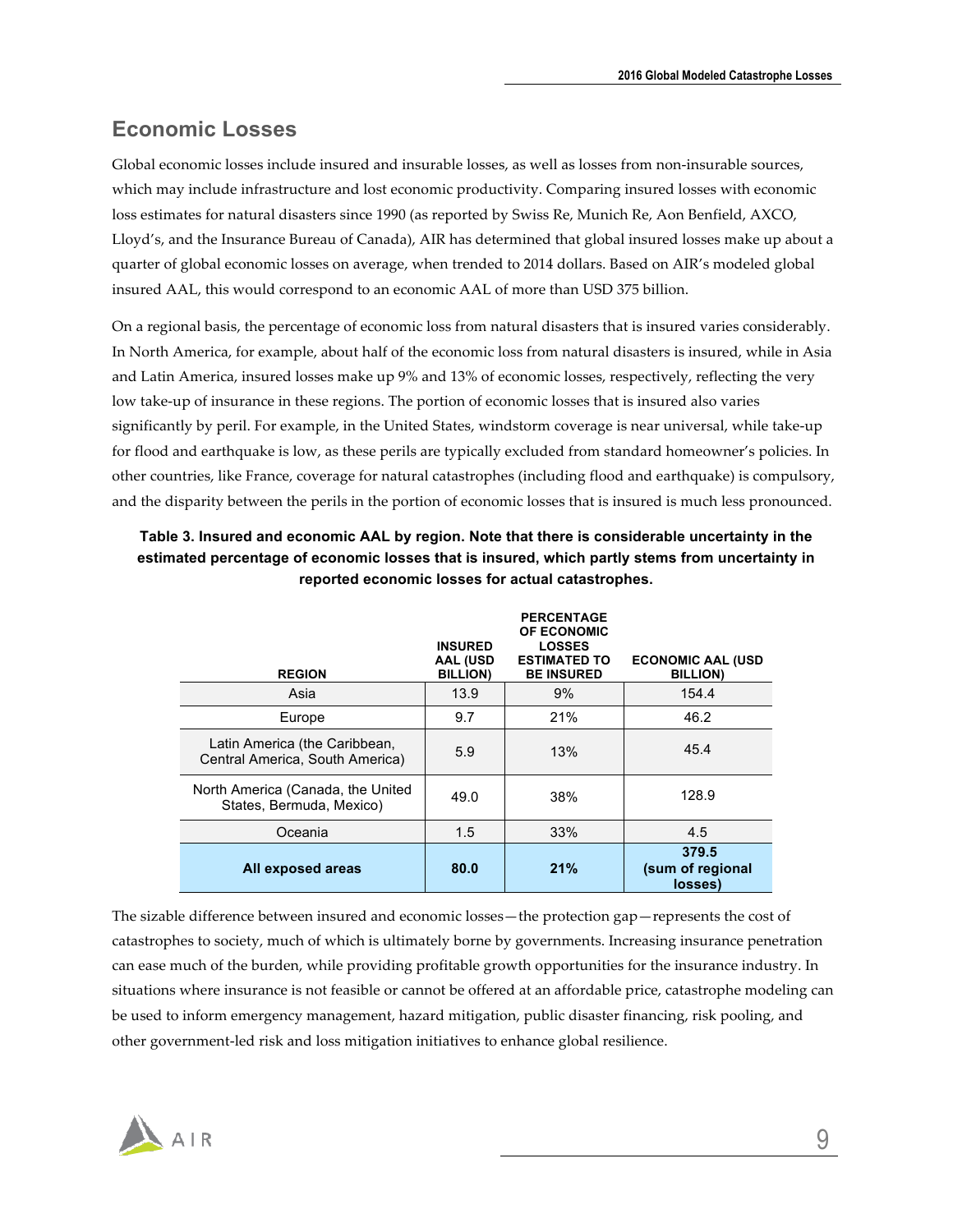## Economic Losses

Global economic losses include insured and insurable losses, as well as losses from non-insurable sources, which may include infrastructure and lost economic productivity. Comparing insured losses with economic loss estimates for natural disasters since 1990 (as reported by Swiss Re, Munich Re, Aon Benfield, AXCO, Lloyd's, and the Insurance Bureau of Canada), AIR has determined that global insured losses make up about a quarter of global economic losses on average, when trended to 2014 dollars. Based on AIR's modeled global insured AAL, this would correspond to an economic AAL of more than USD 375 billion.

On a regional basis, the percentage of economic loss from natural disasters that is insured varies considerably. In North America, for example, about half of the economic loss from natural disasters is insured, while in Asia and Latin America, insured losses make up 9% and 13% of economic losses, respectively, reflecting the very low take-up of insurance in these regions. The portion of economic losses that is insured also varies significantly by peril. For example, in the United States, windstorm coverage is near universal, while take-up for flood and earthquake is low, as these perils are typically excluded from standard homeowner's policies. In other countries, like France, coverage for natural catastrophes (including flood and earthquake) is compulsory, and the disparity between the perils in the portion of economic losses that is insured is much less pronounced.

**Table 3. Insured and economic AAL by region. Note that there is considerable uncertainty in the estimated percentage of economic losses that is insured, which partly stems from uncertainty in reported economic losses for actual catastrophes.**

| REGION | INSURED AAL (USD BILLION) | PERCENTAGE OF ECONOMIC LOSSES ESTIMATED TO BE INSURED | ECONOMIC AAL (USD BILLION) |
|---|---|---|---|
| Asia | 13.9 | 9% | 154.4 |
| Europe | 9.7 | 21% | 46.2 |
| Latin America (the Caribbean, Central America, South America) | 5.9 | 13% | 45.4 |
| North America (Canada, the United States, Bermuda, Mexico) | 49.0 | 38% | 128.9 |
| Oceania | 1.5 | 33% | 4.5 |
| **All exposed areas** | **80.0** | **21%** | **379.5 (sum of regional losses)** |

The sizable difference between insured and economic losses—the protection gap—represents the cost of catastrophes to society, much of which is ultimately borne by governments. Increasing insurance penetration can ease much of the burden, while providing profitable growth opportunities for the insurance industry. In situations where insurance is not feasible or cannot be offered at an affordable price, catastrophe modeling can be used to inform emergency management, hazard mitigation, public disaster financing, risk pooling, and other government-led risk and loss mitigation initiatives to enhance global resilience.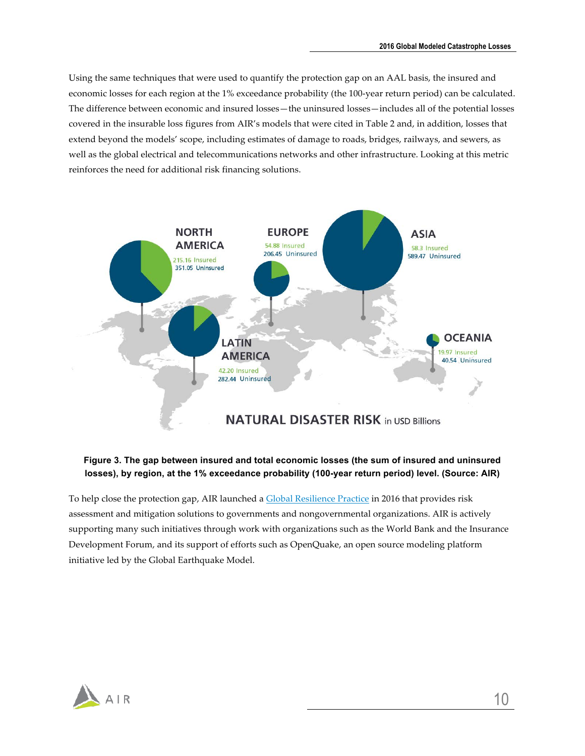Using the same techniques that were used to quantify the protection gap on an AAL basis, the insured and economic losses for each region at the 1% exceedance probability (the 100-year return period) can be calculated. The difference between economic and insured losses—the uninsured losses—includes all of the potential losses covered in the insurable loss figures from AIR's models that were cited in Table 2 and, in addition, losses that extend beyond the models' scope, including estimates of damage to roads, bridges, railways, and sewers, as well as the global electrical and telecommunications networks and other infrastructure. Looking at this metric reinforces the need for additional risk financing solutions.

NORTH AMERICA
215.16 Insured
351.05 Uninsured

EUROPE
54.88 Insured
206.45 Uninsured

ASIA
58.3 Insured
589.47 Uninsured

LATIN AMERICA
42.20 Insured
282.44 Uninsured

OCEANIA
19.97 Insured
40.54 Uninsured

NATURAL DISASTER RISK in USD Billions

**Figure 3. The gap between insured and total economic losses (the sum of insured and uninsured losses), by region, at the 1% exceedance probability (100-year return period) level. (Source: AIR)**

To help close the protection gap, AIR launched a Global Resilience Practice in 2016 that provides risk assessment and mitigation solutions to governments and nongovernmental organizations. AIR is actively supporting many such initiatives through work with organizations such as the World Bank and the Insurance Development Forum, and its support of efforts such as OpenQuake, an open source modeling platform initiative led by the Global Earthquake Model.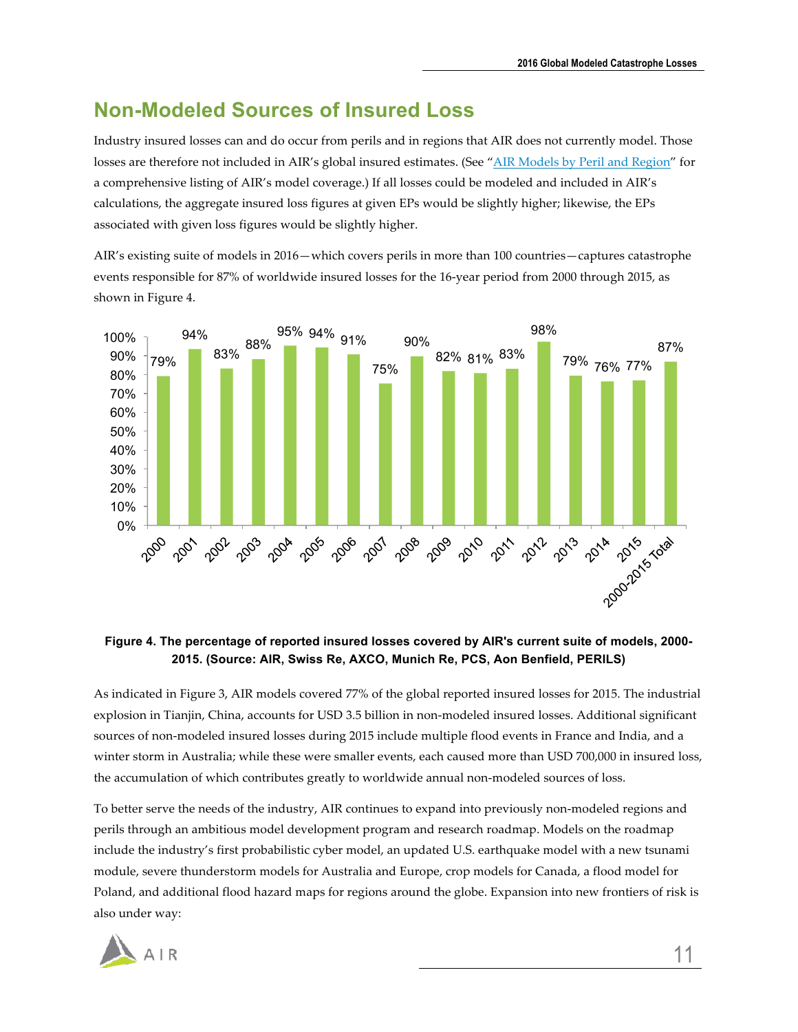## Non-Modeled Sources of Insured Loss

Industry insured losses can and do occur from perils and in regions that AIR does not currently model. Those losses are therefore not included in AIR's global insured estimates. (See "[AIR Models by Peril and Region]" for a comprehensive listing of AIR's model coverage.) If all losses could be modeled and included in AIR's calculations, the aggregate insured loss figures at given EPs would be slightly higher; likewise, the EPs associated with given loss figures would be slightly higher.

AIR's existing suite of models in 2016—which covers perils in more than 100 countries—captures catastrophe events responsible for 87% of worldwide insured losses for the 16-year period from 2000 through 2015, as shown in Figure 4.

100%
90%
80%
70%
60%
50%
40%
30%
20%
10%
0%

79% 94% 83% 88% 95% 94% 91% 75% 90% 82% 81% 83% 98% 79% 76% 77% 87%

2000 2001 2002 2003 2004 2005 2006 2007 2008 2009 2010 2011 2012 2013 2014 2015 2000-2015 Total

**Figure 4. The percentage of reported insured losses covered by AIR's current suite of models, 2000-2015. (Source: AIR, Swiss Re, AXCO, Munich Re, PCS, Aon Benfield, PERILS)**

As indicated in Figure 3, AIR models covered 77% of the global reported insured losses for 2015. The industrial explosion in Tianjin, China, accounts for USD 3.5 billion in non-modeled insured losses. Additional significant sources of non-modeled insured losses during 2015 include multiple flood events in France and India, and a winter storm in Australia; while these were smaller events, each caused more than USD 700,000 in insured loss, the accumulation of which contributes greatly to worldwide annual non-modeled sources of loss.

To better serve the needs of the industry, AIR continues to expand into previously non-modeled regions and perils through an ambitious model development program and research roadmap. Models on the roadmap include the industry's first probabilistic cyber model, an updated U.S. earthquake model with a new tsunami module, severe thunderstorm models for Australia and Europe, crop models for Canada, a flood model for Poland, and additional flood hazard maps for regions around the globe. Expansion into new frontiers of risk is also under way: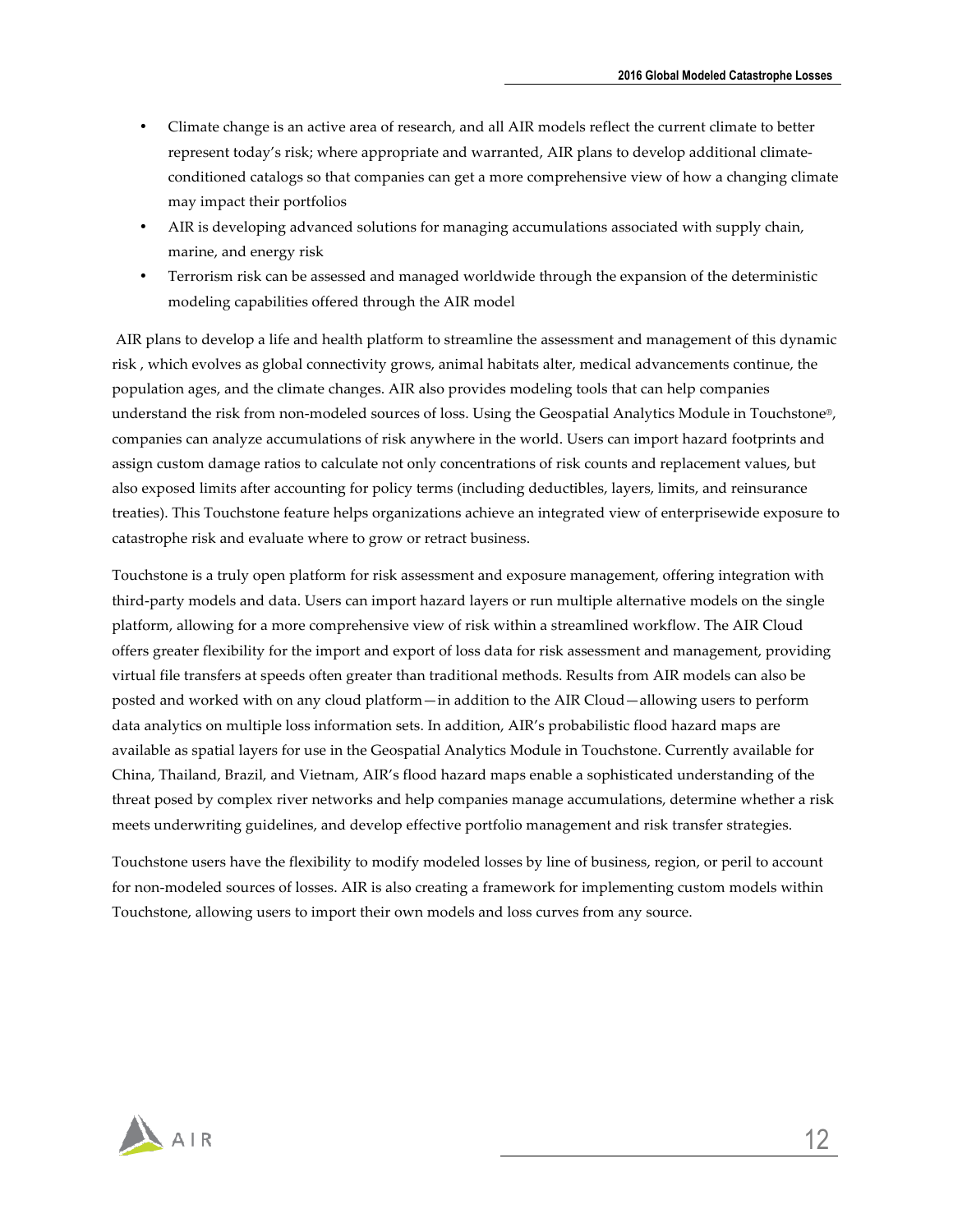- Climate change is an active area of research, and all AIR models reflect the current climate to better represent today's risk; where appropriate and warranted, AIR plans to develop additional climate-conditioned catalogs so that companies can get a more comprehensive view of how a changing climate may impact their portfolios
- AIR is developing advanced solutions for managing accumulations associated with supply chain, marine, and energy risk
- Terrorism risk can be assessed and managed worldwide through the expansion of the deterministic modeling capabilities offered through the AIR model

AIR plans to develop a life and health platform to streamline the assessment and management of this dynamic risk , which evolves as global connectivity grows, animal habitats alter, medical advancements continue, the population ages, and the climate changes. AIR also provides modeling tools that can help companies understand the risk from non-modeled sources of loss. Using the Geospatial Analytics Module in Touchstone®, companies can analyze accumulations of risk anywhere in the world. Users can import hazard footprints and assign custom damage ratios to calculate not only concentrations of risk counts and replacement values, but also exposed limits after accounting for policy terms (including deductibles, layers, limits, and reinsurance treaties). This Touchstone feature helps organizations achieve an integrated view of enterprisewide exposure to catastrophe risk and evaluate where to grow or retract business.

Touchstone is a truly open platform for risk assessment and exposure management, offering integration with third-party models and data. Users can import hazard layers or run multiple alternative models on the single platform, allowing for a more comprehensive view of risk within a streamlined workflow. The AIR Cloud offers greater flexibility for the import and export of loss data for risk assessment and management, providing virtual file transfers at speeds often greater than traditional methods. Results from AIR models can also be posted and worked with on any cloud platform—in addition to the AIR Cloud—allowing users to perform data analytics on multiple loss information sets. In addition, AIR's probabilistic flood hazard maps are available as spatial layers for use in the Geospatial Analytics Module in Touchstone. Currently available for China, Thailand, Brazil, and Vietnam, AIR's flood hazard maps enable a sophisticated understanding of the threat posed by complex river networks and help companies manage accumulations, determine whether a risk meets underwriting guidelines, and develop effective portfolio management and risk transfer strategies.

Touchstone users have the flexibility to modify modeled losses by line of business, region, or peril to account for non-modeled sources of losses. AIR is also creating a framework for implementing custom models within Touchstone, allowing users to import their own models and loss curves from any source.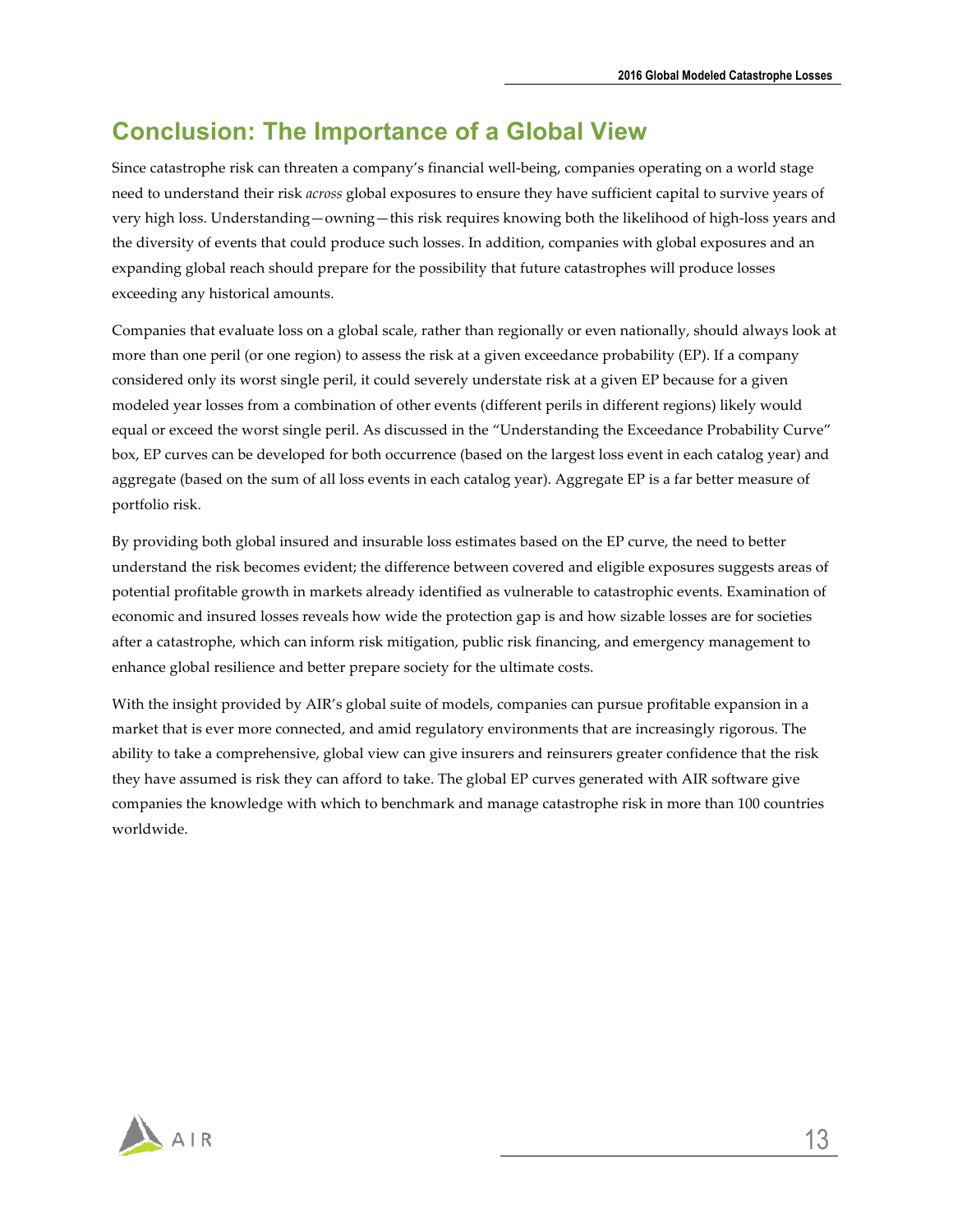## Conclusion: The Importance of a Global View

Since catastrophe risk can threaten a company's financial well-being, companies operating on a world stage need to understand their risk *across* global exposures to ensure they have sufficient capital to survive years of very high loss. Understanding—owning—this risk requires knowing both the likelihood of high-loss years and the diversity of events that could produce such losses. In addition, companies with global exposures and an expanding global reach should prepare for the possibility that future catastrophes will produce losses exceeding any historical amounts.

Companies that evaluate loss on a global scale, rather than regionally or even nationally, should always look at more than one peril (or one region) to assess the risk at a given exceedance probability (EP). If a company considered only its worst single peril, it could severely understate risk at a given EP because for a given modeled year losses from a combination of other events (different perils in different regions) likely would equal or exceed the worst single peril. As discussed in the "Understanding the Exceedance Probability Curve" box, EP curves can be developed for both occurrence (based on the largest loss event in each catalog year) and aggregate (based on the sum of all loss events in each catalog year). Aggregate EP is a far better measure of portfolio risk.

By providing both global insured and insurable loss estimates based on the EP curve, the need to better understand the risk becomes evident; the difference between covered and eligible exposures suggests areas of potential profitable growth in markets already identified as vulnerable to catastrophic events. Examination of economic and insured losses reveals how wide the protection gap is and how sizable losses are for societies after a catastrophe, which can inform risk mitigation, public risk financing, and emergency management to enhance global resilience and better prepare society for the ultimate costs.

With the insight provided by AIR's global suite of models, companies can pursue profitable expansion in a market that is ever more connected, and amid regulatory environments that are increasingly rigorous. The ability to take a comprehensive, global view can give insurers and reinsurers greater confidence that the risk they have assumed is risk they can afford to take. The global EP curves generated with AIR software give companies the knowledge with which to benchmark and manage catastrophe risk in more than 100 countries worldwide.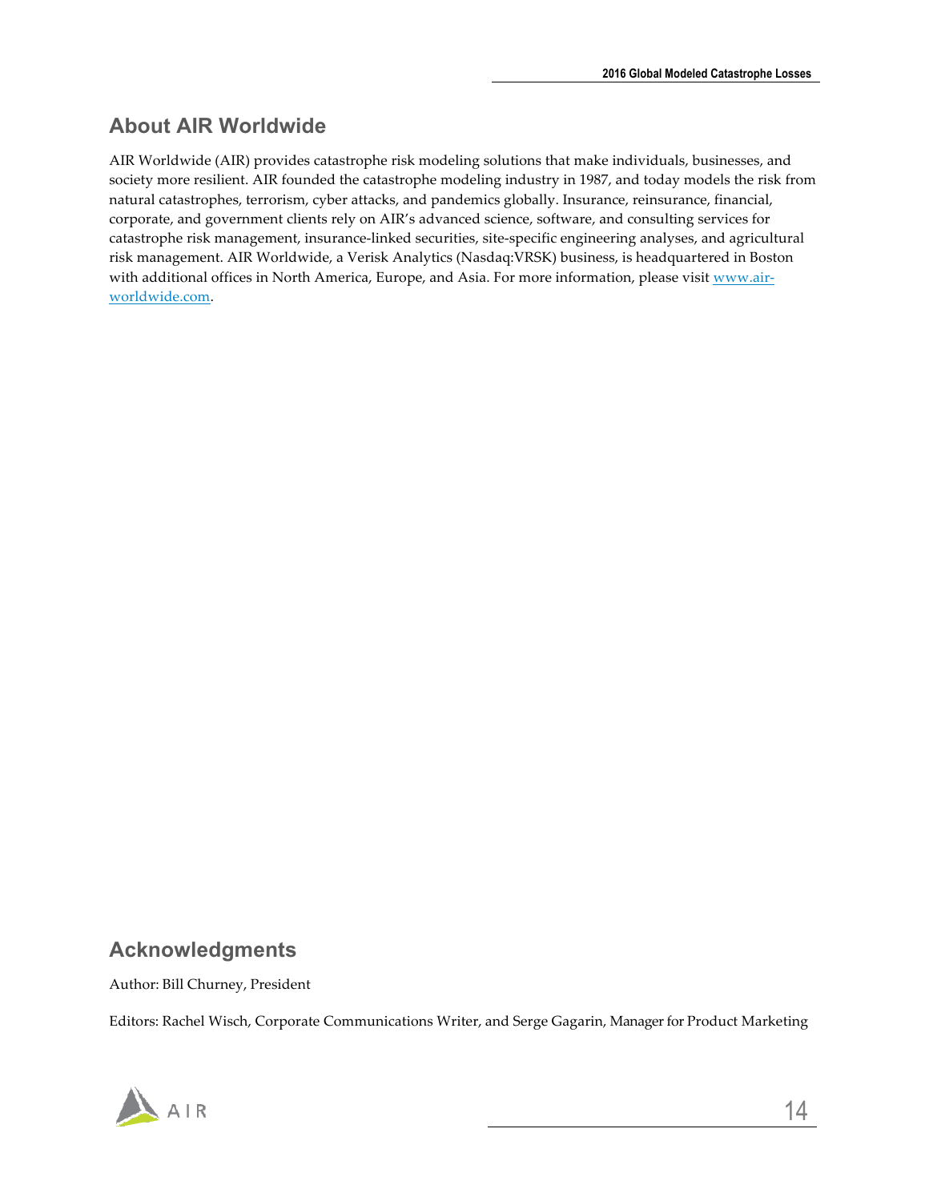## About AIR Worldwide

AIR Worldwide (AIR) provides catastrophe risk modeling solutions that make individuals, businesses, and society more resilient. AIR founded the catastrophe modeling industry in 1987, and today models the risk from natural catastrophes, terrorism, cyber attacks, and pandemics globally. Insurance, reinsurance, financial, corporate, and government clients rely on AIR's advanced science, software, and consulting services for catastrophe risk management, insurance-linked securities, site-specific engineering analyses, and agricultural risk management. AIR Worldwide, a Verisk Analytics (Nasdaq:VRSK) business, is headquartered in Boston with additional offices in North America, Europe, and Asia. For more information, please visit [www.air-worldwide.com](http://www.air-worldwide.com).

## Acknowledgments

Author: Bill Churney, President

Editors: Rachel Wisch, Corporate Communications Writer, and Serge Gagarin, Manager for Product Marketing